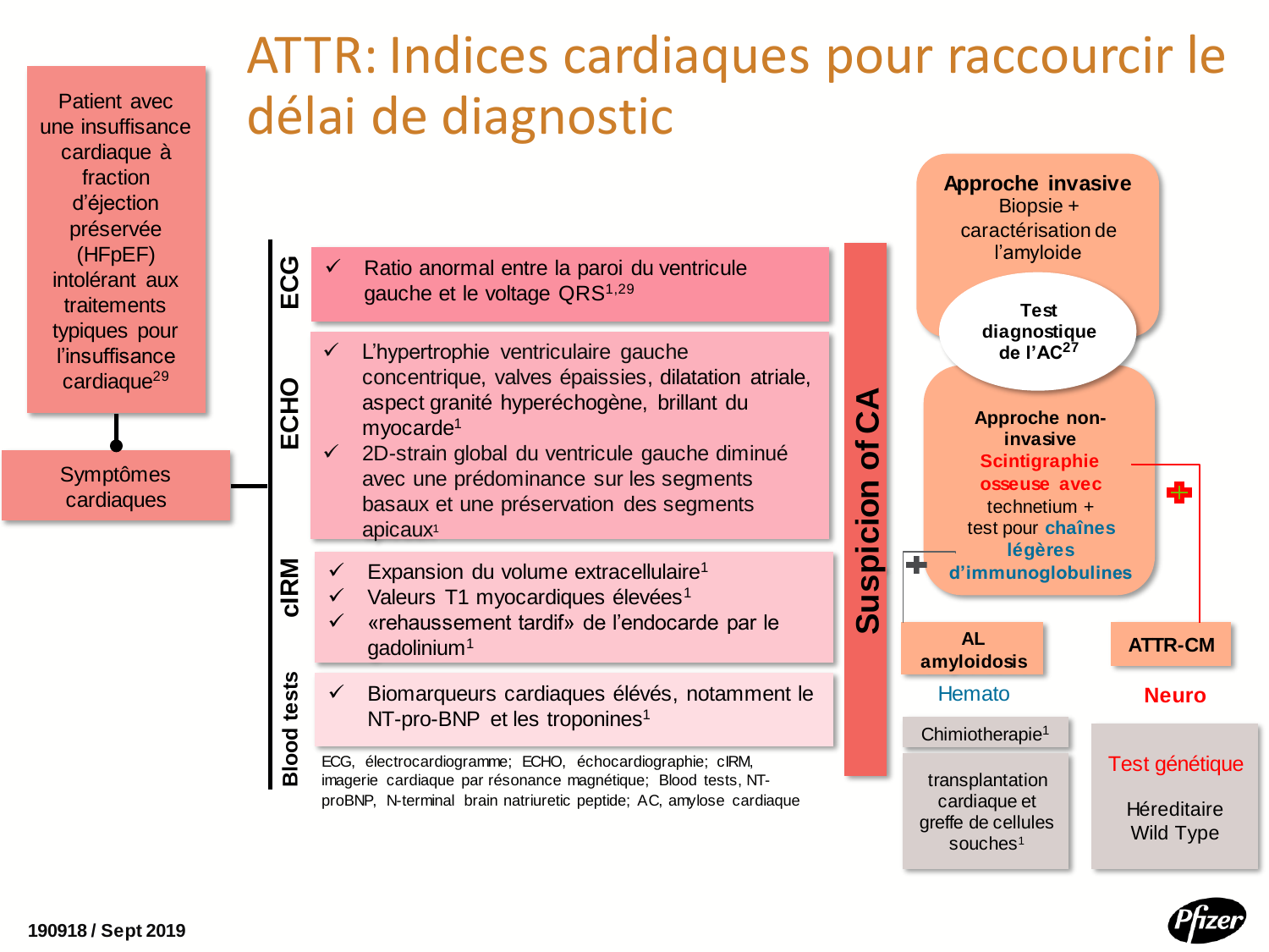# ATTR: Indices cardiaques pour raccourcir le délai de diagnostic

Patient avec une insuffisance cardiaque à fraction d'éjection préservée (HFpEF) intolérant aux traitements typiques pour l'insuffisance cardiaque[29]

Symptômes cardiaques

**ECG**
- ✓ Ratio anormal entre la paroi du ventricule gauche et le voltage QRS[1,29]

**ECHO**
- ✓ L'hypertrophie ventriculaire gauche concentrique, valves épaissies, dilatation atriale, aspect granité hyperéchogène, brillant du myocarde[1]
- ✓ 2D-strain global du ventricule gauche diminué avec une prédominance sur les segments basaux et une préservation des segments apicaux[1]

**cIRM**
- ✓ Expansion du volume extracellulaire[1]
- ✓ Valeurs T1 myocardiques élevées[1]
- ✓ «rehaussement tardif» de l'endocarde par le gadolinium[1]

**Blood tests**
- ✓ Biomarqueurs cardiaques élevés, notamment le NT-pro-BNP et les troponines[1]

ECG, électrocardiogramme; ECHO, échocardiographie; cIRM, imagerie cardiaque par résonance magnétique; Blood tests, NT-proBNP, N-terminal brain natriuretic peptide; AC, amylose cardiaque

**Suspicion of CA**

**Approche invasive**
Biopsie + caractérisation de l'amyloide

**Test diagnostique de l'AC[27]**

**Approche non-invasive**
**Scintigraphie osseuse avec** technetium + test pour **chaînes légères d'immunoglobulines**

**AL amyloidosis**
Hemato
- Chimiotherapie[1]
- transplantation cardiaque et greffe de cellules souches[1]

**ATTR-CM**
Neuro
- Test génétique
- Héréditaire
- Wild Type

190918 / Sept 2019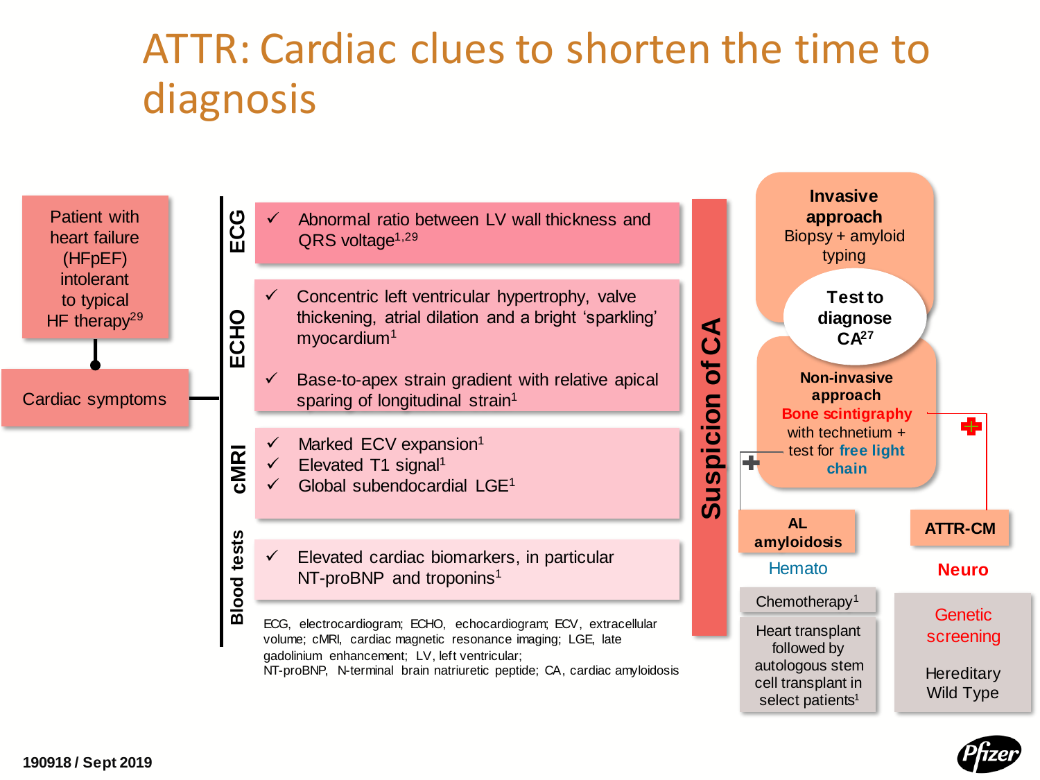# ATTR: Cardiac clues to shorten the time to diagnosis

Patient with heart failure (HFpEF) intolerant to typical HF therapy[29]

Cardiac symptoms

**ECG**

- ✓ Abnormal ratio between LV wall thickness and QRS voltage[1,29]

**ECHO**

- ✓ Concentric left ventricular hypertrophy, valve thickening, atrial dilation and a bright 'sparkling' myocardium[1]
- ✓ Base-to-apex strain gradient with relative apical sparing of longitudinal strain[1]

**cMRI**

- ✓ Marked ECV expansion[1]
- ✓ Elevated T1 signal[1]
- ✓ Global subendocardial LGE[1]

**Blood tests**

- ✓ Elevated cardiac biomarkers, in particular NT-proBNP and troponins[1]

ECG, electrocardiogram; ECHO, echocardiogram; ECV, extracellular volume; cMRI, cardiac magnetic resonance imaging; LGE, late gadolinium enhancement; LV, left ventricular; NT-proBNP, N-terminal brain natriuretic peptide; CA, cardiac amyloidosis

**Suspicion of CA**

**Test to diagnose CA**[27]

**Invasive approach**
Biopsy + amyloid typing

**Non-invasive approach**
**Bone scintigraphy** with technetium + test for **free light chain**

**AL amyloidosis**

Hemato

- Chemotherapy[1]
- Heart transplant followed by autologous stem cell transplant in select patients[1]

**ATTR-CM**

**Neuro**

Genetic screening

- Hereditary
- Wild Type

190918 / Sept 2019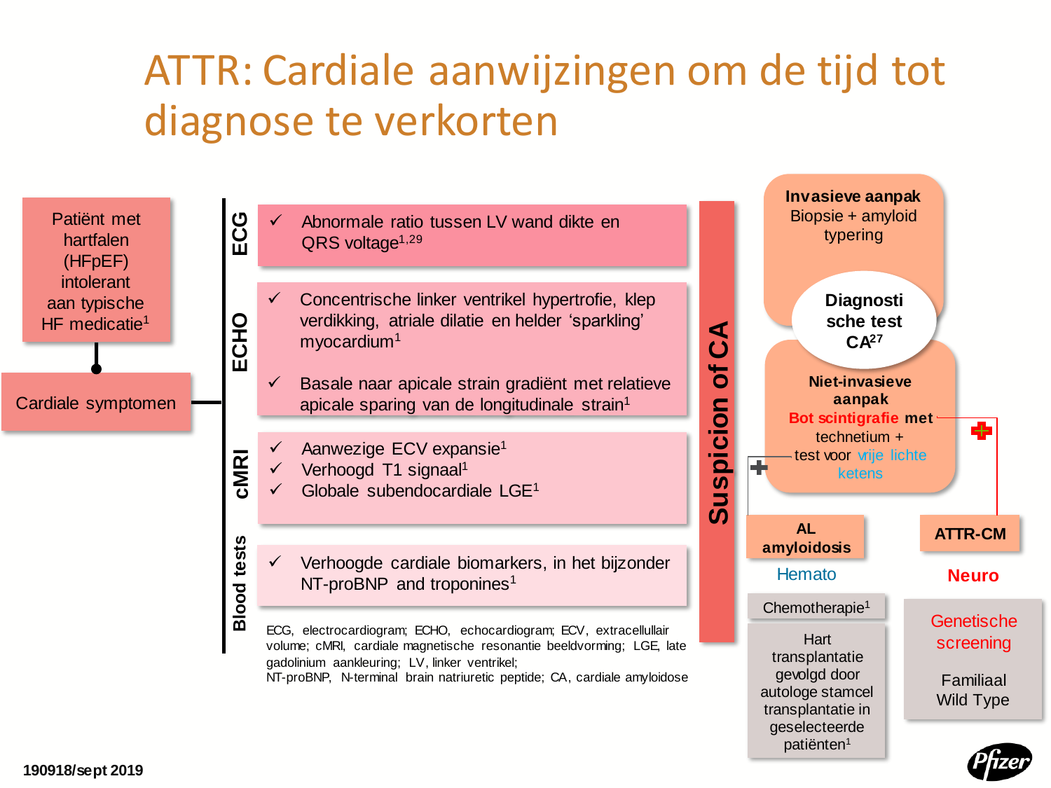# ATTR: Cardiale aanwijzingen om de tijd tot diagnose te verkorten

Patiënt met hartfalen (HFpEF) intolerant aan typische HF medicatie[1]

Cardiale symptomen

**ECG**

- ✓ Abnormale ratio tussen LV wand dikte en QRS voltage[1,29]

**ECHO**

- ✓ Concentrische linker ventrikel hypertrofie, klep verdikking, atriale dilatie en helder 'sparkling' myocardium[1]
- ✓ Basale naar apicale strain gradiënt met relatieve apicale sparing van de longitudinale strain[1]

**cMRI**

- ✓ Aanwezige ECV expansie[1]
- ✓ Verhoogd T1 signaal[1]
- ✓ Globale subendocardiale LGE[1]

**Blood tests**

- ✓ Verhoogde cardiale biomarkers, in het bijzonder NT-proBNP and troponines[1]

ECG, electrocardiogram; ECHO, echocardiogram; ECV, extracellullair volume; cMRI, cardiale magnetische resonantie beeldvorming; LGE, late gadolinium aankleuring; LV, linker ventrikel; NT-proBNP, N-terminal brain natriuretic peptide; CA, cardiale amyloidose

**Suspicion of CA**

**Invasieve aanpak**
Biopsie + amyloid typering

**Diagnostische test CA**[27]

**Niet-invasieve aanpak**
**Bot scintigrafie met** technetium + test voor vrije lichte ketens

**AL amyloidosis**

Hemato

Chemotherapie[1]

Hart transplantatie gevolgd door autologe stamcel transplantatie in geselecteerde patiënten[1]

**ATTR-CM**

**Neuro**

Genetische screening

Familiaal
Wild Type

190918/sept 2019